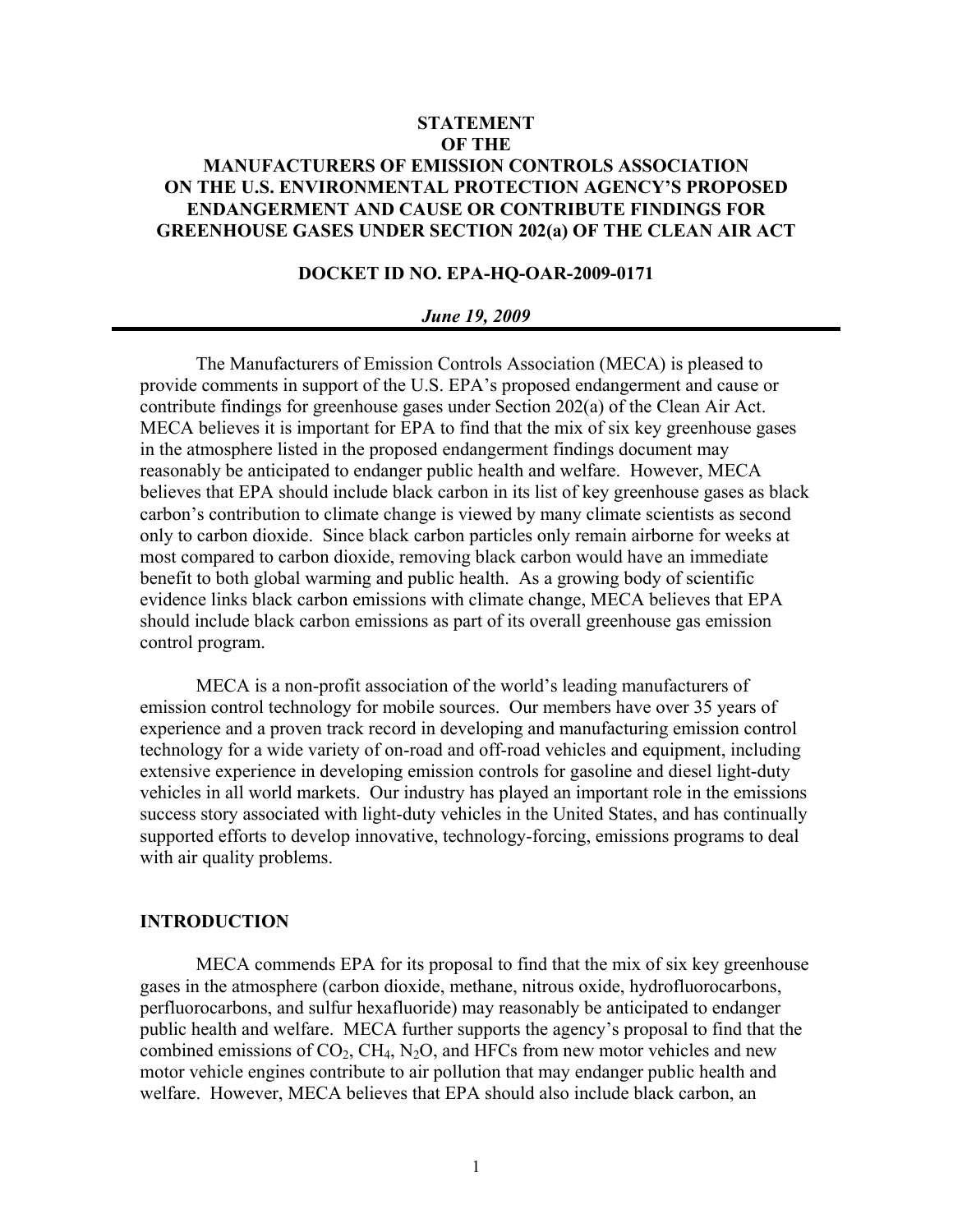**STATEMENT**
**OF THE**
**MANUFACTURERS OF EMISSION CONTROLS ASSOCIATION**
**ON THE U.S. ENVIRONMENTAL PROTECTION AGENCY'S PROPOSED ENDANGERMENT AND CAUSE OR CONTRIBUTE FINDINGS FOR GREENHOUSE GASES UNDER SECTION 202(a) OF THE CLEAN AIR ACT**

**DOCKET ID NO. EPA-HQ-OAR-2009-0171**

***June 19, 2009***

---

The Manufacturers of Emission Controls Association (MECA) is pleased to provide comments in support of the U.S. EPA's proposed endangerment and cause or contribute findings for greenhouse gases under Section 202(a) of the Clean Air Act. MECA believes it is important for EPA to find that the mix of six key greenhouse gases in the atmosphere listed in the proposed endangerment findings document may reasonably be anticipated to endanger public health and welfare. However, MECA believes that EPA should include black carbon in its list of key greenhouse gases as black carbon's contribution to climate change is viewed by many climate scientists as second only to carbon dioxide. Since black carbon particles only remain airborne for weeks at most compared to carbon dioxide, removing black carbon would have an immediate benefit to both global warming and public health. As a growing body of scientific evidence links black carbon emissions with climate change, MECA believes that EPA should include black carbon emissions as part of its overall greenhouse gas emission control program.

MECA is a non-profit association of the world's leading manufacturers of emission control technology for mobile sources. Our members have over 35 years of experience and a proven track record in developing and manufacturing emission control technology for a wide variety of on-road and off-road vehicles and equipment, including extensive experience in developing emission controls for gasoline and diesel light-duty vehicles in all world markets. Our industry has played an important role in the emissions success story associated with light-duty vehicles in the United States, and has continually supported efforts to develop innovative, technology-forcing, emissions programs to deal with air quality problems.

## INTRODUCTION

MECA commends EPA for its proposal to find that the mix of six key greenhouse gases in the atmosphere (carbon dioxide, methane, nitrous oxide, hydrofluorocarbons, perfluorocarbons, and sulfur hexafluoride) may reasonably be anticipated to endanger public health and welfare. MECA further supports the agency's proposal to find that the combined emissions of $CO_2$, $CH_4$, $N_2O$, and HFCs from new motor vehicles and new motor vehicle engines contribute to air pollution that may endanger public health and welfare. However, MECA believes that EPA should also include black carbon, an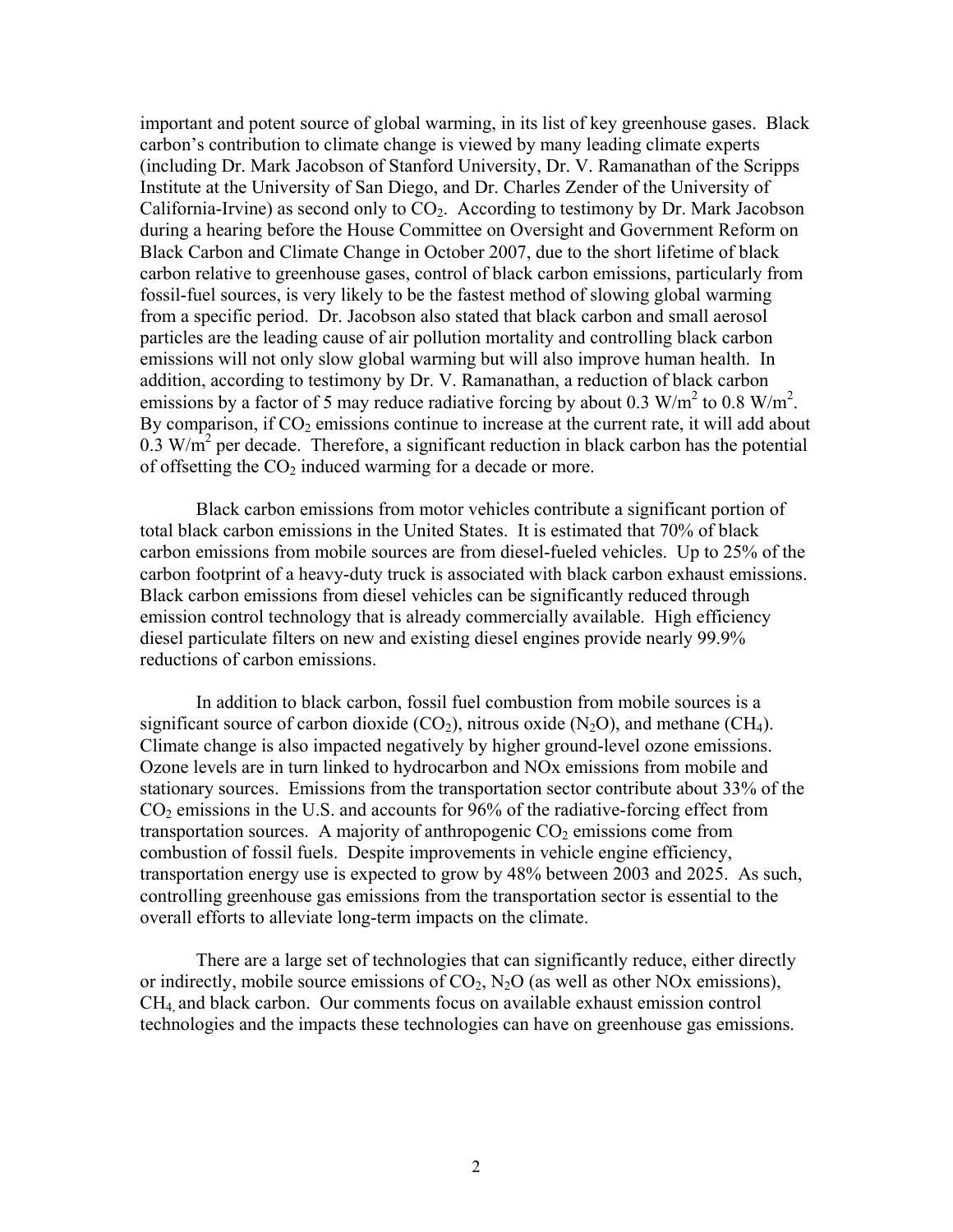important and potent source of global warming, in its list of key greenhouse gases. Black carbon's contribution to climate change is viewed by many leading climate experts (including Dr. Mark Jacobson of Stanford University, Dr. V. Ramanathan of the Scripps Institute at the University of San Diego, and Dr. Charles Zender of the University of California-Irvine) as second only to $CO_2$. According to testimony by Dr. Mark Jacobson during a hearing before the House Committee on Oversight and Government Reform on Black Carbon and Climate Change in October 2007, due to the short lifetime of black carbon relative to greenhouse gases, control of black carbon emissions, particularly from fossil-fuel sources, is very likely to be the fastest method of slowing global warming from a specific period. Dr. Jacobson also stated that black carbon and small aerosol particles are the leading cause of air pollution mortality and controlling black carbon emissions will not only slow global warming but will also improve human health. In addition, according to testimony by Dr. V. Ramanathan, a reduction of black carbon emissions by a factor of 5 may reduce radiative forcing by about 0.3 $W/m^2$ to 0.8 $W/m^2$. By comparison, if $CO_2$ emissions continue to increase at the current rate, it will add about 0.3 $W/m^2$ per decade. Therefore, a significant reduction in black carbon has the potential of offsetting the $CO_2$ induced warming for a decade or more.

Black carbon emissions from motor vehicles contribute a significant portion of total black carbon emissions in the United States. It is estimated that 70% of black carbon emissions from mobile sources are from diesel-fueled vehicles. Up to 25% of the carbon footprint of a heavy-duty truck is associated with black carbon exhaust emissions. Black carbon emissions from diesel vehicles can be significantly reduced through emission control technology that is already commercially available. High efficiency diesel particulate filters on new and existing diesel engines provide nearly 99.9% reductions of carbon emissions.

In addition to black carbon, fossil fuel combustion from mobile sources is a significant source of carbon dioxide ($CO_2$), nitrous oxide ($N_2O$), and methane ($CH_4$). Climate change is also impacted negatively by higher ground-level ozone emissions. Ozone levels are in turn linked to hydrocarbon and NOx emissions from mobile and stationary sources. Emissions from the transportation sector contribute about 33% of the $CO_2$ emissions in the U.S. and accounts for 96% of the radiative-forcing effect from transportation sources. A majority of anthropogenic $CO_2$ emissions come from combustion of fossil fuels. Despite improvements in vehicle engine efficiency, transportation energy use is expected to grow by 48% between 2003 and 2025. As such, controlling greenhouse gas emissions from the transportation sector is essential to the overall efforts to alleviate long-term impacts on the climate.

There are a large set of technologies that can significantly reduce, either directly or indirectly, mobile source emissions of $CO_2$, $N_2O$ (as well as other NOx emissions), $CH_4$, and black carbon. Our comments focus on available exhaust emission control technologies and the impacts these technologies can have on greenhouse gas emissions.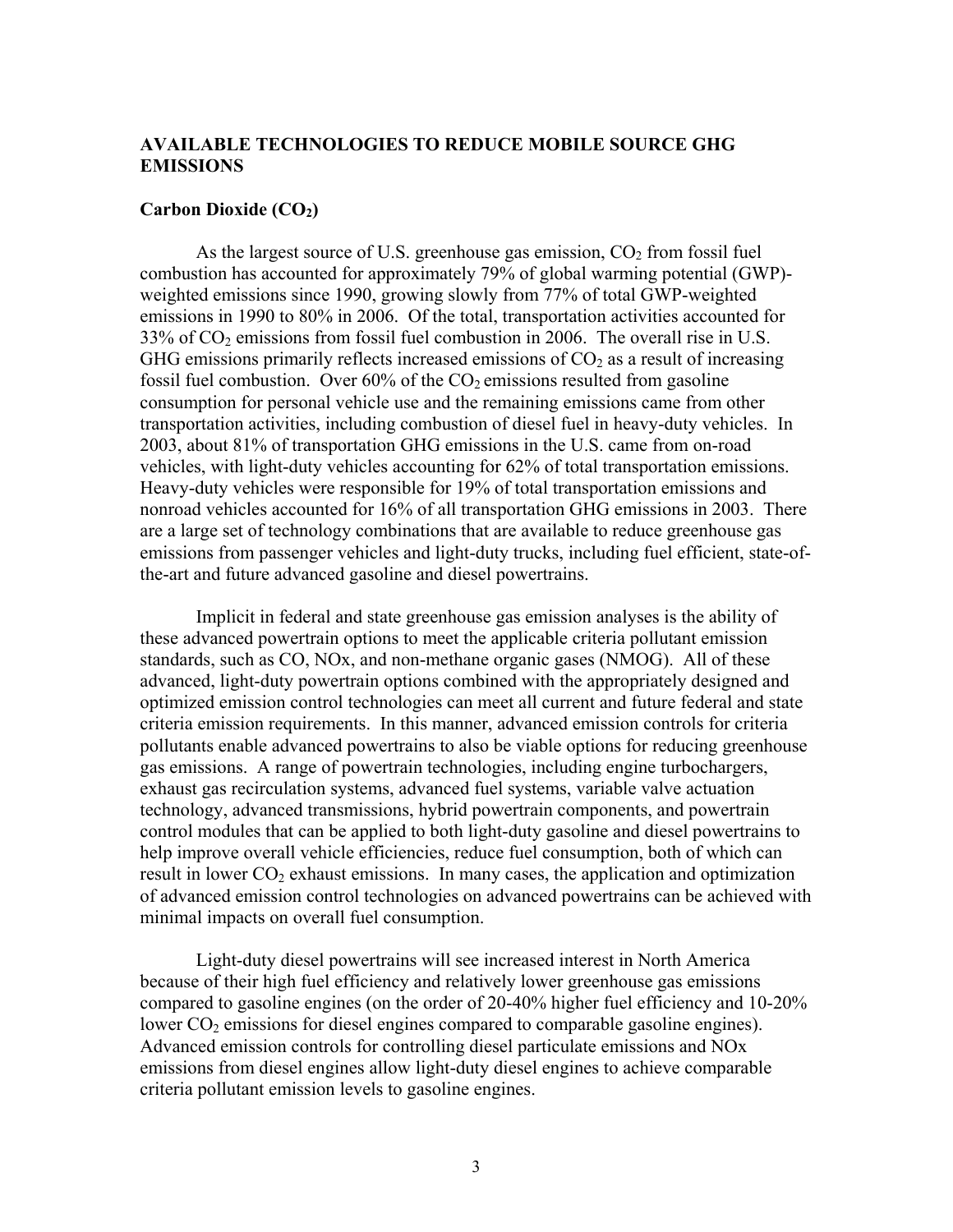## AVAILABLE TECHNOLOGIES TO REDUCE MOBILE SOURCE GHG EMISSIONS

### Carbon Dioxide ($CO_2$)

As the largest source of U.S. greenhouse gas emission, $CO_2$ from fossil fuel combustion has accounted for approximately 79% of global warming potential (GWP)-weighted emissions since 1990, growing slowly from 77% of total GWP-weighted emissions in 1990 to 80% in 2006. Of the total, transportation activities accounted for 33% of $CO_2$ emissions from fossil fuel combustion in 2006. The overall rise in U.S. GHG emissions primarily reflects increased emissions of $CO_2$ as a result of increasing fossil fuel combustion. Over 60% of the $CO_2$ emissions resulted from gasoline consumption for personal vehicle use and the remaining emissions came from other transportation activities, including combustion of diesel fuel in heavy-duty vehicles. In 2003, about 81% of transportation GHG emissions in the U.S. came from on-road vehicles, with light-duty vehicles accounting for 62% of total transportation emissions. Heavy-duty vehicles were responsible for 19% of total transportation emissions and nonroad vehicles accounted for 16% of all transportation GHG emissions in 2003. There are a large set of technology combinations that are available to reduce greenhouse gas emissions from passenger vehicles and light-duty trucks, including fuel efficient, state-of-the-art and future advanced gasoline and diesel powertrains.

Implicit in federal and state greenhouse gas emission analyses is the ability of these advanced powertrain options to meet the applicable criteria pollutant emission standards, such as CO, NOx, and non-methane organic gases (NMOG). All of these advanced, light-duty powertrain options combined with the appropriately designed and optimized emission control technologies can meet all current and future federal and state criteria emission requirements. In this manner, advanced emission controls for criteria pollutants enable advanced powertrains to also be viable options for reducing greenhouse gas emissions. A range of powertrain technologies, including engine turbochargers, exhaust gas recirculation systems, advanced fuel systems, variable valve actuation technology, advanced transmissions, hybrid powertrain components, and powertrain control modules that can be applied to both light-duty gasoline and diesel powertrains to help improve overall vehicle efficiencies, reduce fuel consumption, both of which can result in lower $CO_2$ exhaust emissions. In many cases, the application and optimization of advanced emission control technologies on advanced powertrains can be achieved with minimal impacts on overall fuel consumption.

Light-duty diesel powertrains will see increased interest in North America because of their high fuel efficiency and relatively lower greenhouse gas emissions compared to gasoline engines (on the order of 20-40% higher fuel efficiency and 10-20% lower $CO_2$ emissions for diesel engines compared to comparable gasoline engines). Advanced emission controls for controlling diesel particulate emissions and NOx emissions from diesel engines allow light-duty diesel engines to achieve comparable criteria pollutant emission levels to gasoline engines.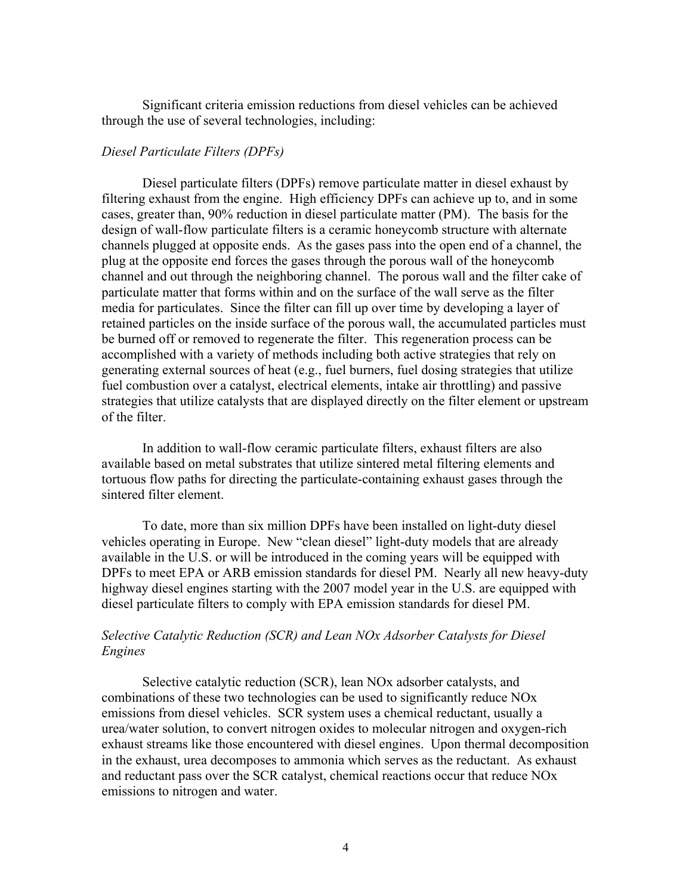Significant criteria emission reductions from diesel vehicles can be achieved through the use of several technologies, including:

*Diesel Particulate Filters (DPFs)*

Diesel particulate filters (DPFs) remove particulate matter in diesel exhaust by filtering exhaust from the engine. High efficiency DPFs can achieve up to, and in some cases, greater than, 90% reduction in diesel particulate matter (PM). The basis for the design of wall-flow particulate filters is a ceramic honeycomb structure with alternate channels plugged at opposite ends. As the gases pass into the open end of a channel, the plug at the opposite end forces the gases through the porous wall of the honeycomb channel and out through the neighboring channel. The porous wall and the filter cake of particulate matter that forms within and on the surface of the wall serve as the filter media for particulates. Since the filter can fill up over time by developing a layer of retained particles on the inside surface of the porous wall, the accumulated particles must be burned off or removed to regenerate the filter. This regeneration process can be accomplished with a variety of methods including both active strategies that rely on generating external sources of heat (e.g., fuel burners, fuel dosing strategies that utilize fuel combustion over a catalyst, electrical elements, intake air throttling) and passive strategies that utilize catalysts that are displayed directly on the filter element or upstream of the filter.

In addition to wall-flow ceramic particulate filters, exhaust filters are also available based on metal substrates that utilize sintered metal filtering elements and tortuous flow paths for directing the particulate-containing exhaust gases through the sintered filter element.

To date, more than six million DPFs have been installed on light-duty diesel vehicles operating in Europe. New "clean diesel" light-duty models that are already available in the U.S. or will be introduced in the coming years will be equipped with DPFs to meet EPA or ARB emission standards for diesel PM. Nearly all new heavy-duty highway diesel engines starting with the 2007 model year in the U.S. are equipped with diesel particulate filters to comply with EPA emission standards for diesel PM.

*Selective Catalytic Reduction (SCR) and Lean NOx Adsorber Catalysts for Diesel Engines*

Selective catalytic reduction (SCR), lean NOx adsorber catalysts, and combinations of these two technologies can be used to significantly reduce NOx emissions from diesel vehicles. SCR system uses a chemical reductant, usually a urea/water solution, to convert nitrogen oxides to molecular nitrogen and oxygen-rich exhaust streams like those encountered with diesel engines. Upon thermal decomposition in the exhaust, urea decomposes to ammonia which serves as the reductant. As exhaust and reductant pass over the SCR catalyst, chemical reactions occur that reduce NOx emissions to nitrogen and water.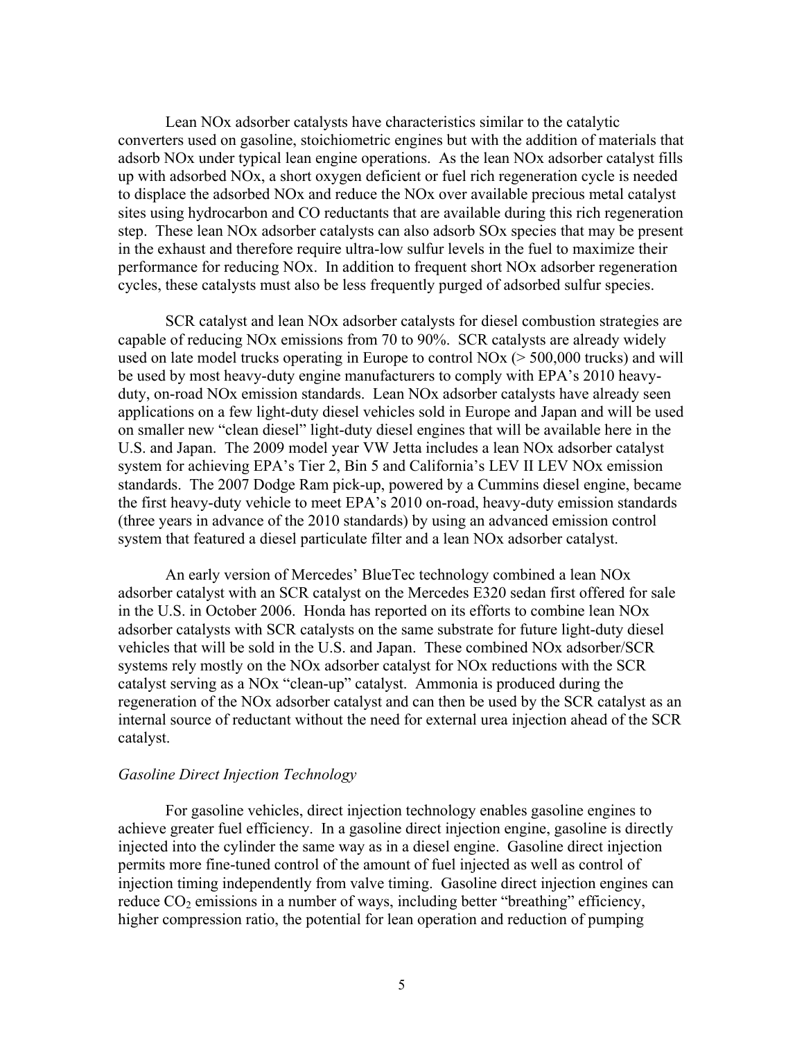Lean NOx adsorber catalysts have characteristics similar to the catalytic converters used on gasoline, stoichiometric engines but with the addition of materials that adsorb NOx under typical lean engine operations. As the lean NOx adsorber catalyst fills up with adsorbed NOx, a short oxygen deficient or fuel rich regeneration cycle is needed to displace the adsorbed NOx and reduce the NOx over available precious metal catalyst sites using hydrocarbon and CO reductants that are available during this rich regeneration step. These lean NOx adsorber catalysts can also adsorb SOx species that may be present in the exhaust and therefore require ultra-low sulfur levels in the fuel to maximize their performance for reducing NOx. In addition to frequent short NOx adsorber regeneration cycles, these catalysts must also be less frequently purged of adsorbed sulfur species.

SCR catalyst and lean NOx adsorber catalysts for diesel combustion strategies are capable of reducing NOx emissions from 70 to 90%. SCR catalysts are already widely used on late model trucks operating in Europe to control NOx (> 500,000 trucks) and will be used by most heavy-duty engine manufacturers to comply with EPA's 2010 heavy-duty, on-road NOx emission standards. Lean NOx adsorber catalysts have already seen applications on a few light-duty diesel vehicles sold in Europe and Japan and will be used on smaller new "clean diesel" light-duty diesel engines that will be available here in the U.S. and Japan. The 2009 model year VW Jetta includes a lean NOx adsorber catalyst system for achieving EPA's Tier 2, Bin 5 and California's LEV II LEV NOx emission standards. The 2007 Dodge Ram pick-up, powered by a Cummins diesel engine, became the first heavy-duty vehicle to meet EPA's 2010 on-road, heavy-duty emission standards (three years in advance of the 2010 standards) by using an advanced emission control system that featured a diesel particulate filter and a lean NOx adsorber catalyst.

An early version of Mercedes' BlueTec technology combined a lean NOx adsorber catalyst with an SCR catalyst on the Mercedes E320 sedan first offered for sale in the U.S. in October 2006. Honda has reported on its efforts to combine lean NOx adsorber catalysts with SCR catalysts on the same substrate for future light-duty diesel vehicles that will be sold in the U.S. and Japan. These combined NOx adsorber/SCR systems rely mostly on the NOx adsorber catalyst for NOx reductions with the SCR catalyst serving as a NOx "clean-up" catalyst. Ammonia is produced during the regeneration of the NOx adsorber catalyst and can then be used by the SCR catalyst as an internal source of reductant without the need for external urea injection ahead of the SCR catalyst.

*Gasoline Direct Injection Technology*

For gasoline vehicles, direct injection technology enables gasoline engines to achieve greater fuel efficiency. In a gasoline direct injection engine, gasoline is directly injected into the cylinder the same way as in a diesel engine. Gasoline direct injection permits more fine-tuned control of the amount of fuel injected as well as control of injection timing independently from valve timing. Gasoline direct injection engines can reduce $CO_2$ emissions in a number of ways, including better "breathing" efficiency, higher compression ratio, the potential for lean operation and reduction of pumping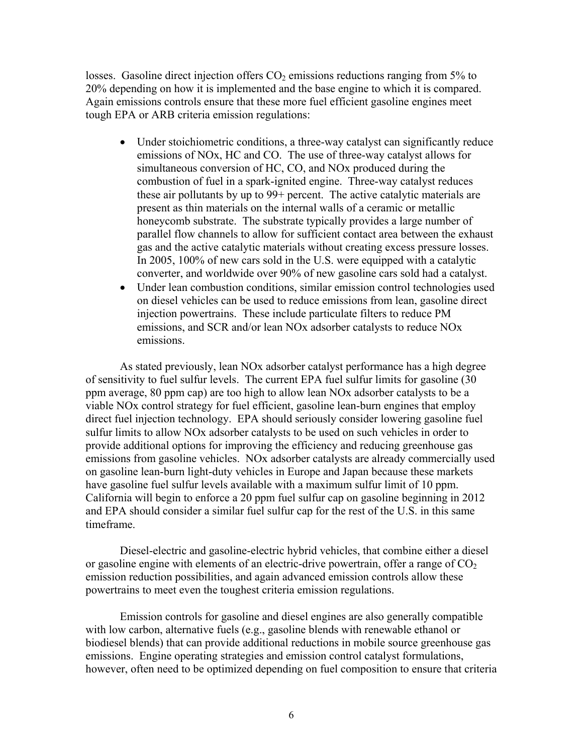losses. Gasoline direct injection offers $CO_2$ emissions reductions ranging from 5% to 20% depending on how it is implemented and the base engine to which it is compared. Again emissions controls ensure that these more fuel efficient gasoline engines meet tough EPA or ARB criteria emission regulations:

- Under stoichiometric conditions, a three-way catalyst can significantly reduce emissions of NOx, HC and CO. The use of three-way catalyst allows for simultaneous conversion of HC, CO, and NOx produced during the combustion of fuel in a spark-ignited engine. Three-way catalyst reduces these air pollutants by up to 99+ percent. The active catalytic materials are present as thin materials on the internal walls of a ceramic or metallic honeycomb substrate. The substrate typically provides a large number of parallel flow channels to allow for sufficient contact area between the exhaust gas and the active catalytic materials without creating excess pressure losses. In 2005, 100% of new cars sold in the U.S. were equipped with a catalytic converter, and worldwide over 90% of new gasoline cars sold had a catalyst.
- Under lean combustion conditions, similar emission control technologies used on diesel vehicles can be used to reduce emissions from lean, gasoline direct injection powertrains. These include particulate filters to reduce PM emissions, and SCR and/or lean NOx adsorber catalysts to reduce NOx emissions.

As stated previously, lean NOx adsorber catalyst performance has a high degree of sensitivity to fuel sulfur levels. The current EPA fuel sulfur limits for gasoline (30 ppm average, 80 ppm cap) are too high to allow lean NOx adsorber catalysts to be a viable NOx control strategy for fuel efficient, gasoline lean-burn engines that employ direct fuel injection technology. EPA should seriously consider lowering gasoline fuel sulfur limits to allow NOx adsorber catalysts to be used on such vehicles in order to provide additional options for improving the efficiency and reducing greenhouse gas emissions from gasoline vehicles. NOx adsorber catalysts are already commercially used on gasoline lean-burn light-duty vehicles in Europe and Japan because these markets have gasoline fuel sulfur levels available with a maximum sulfur limit of 10 ppm. California will begin to enforce a 20 ppm fuel sulfur cap on gasoline beginning in 2012 and EPA should consider a similar fuel sulfur cap for the rest of the U.S. in this same timeframe.

Diesel-electric and gasoline-electric hybrid vehicles, that combine either a diesel or gasoline engine with elements of an electric-drive powertrain, offer a range of $CO_2$ emission reduction possibilities, and again advanced emission controls allow these powertrains to meet even the toughest criteria emission regulations.

Emission controls for gasoline and diesel engines are also generally compatible with low carbon, alternative fuels (e.g., gasoline blends with renewable ethanol or biodiesel blends) that can provide additional reductions in mobile source greenhouse gas emissions. Engine operating strategies and emission control catalyst formulations, however, often need to be optimized depending on fuel composition to ensure that criteria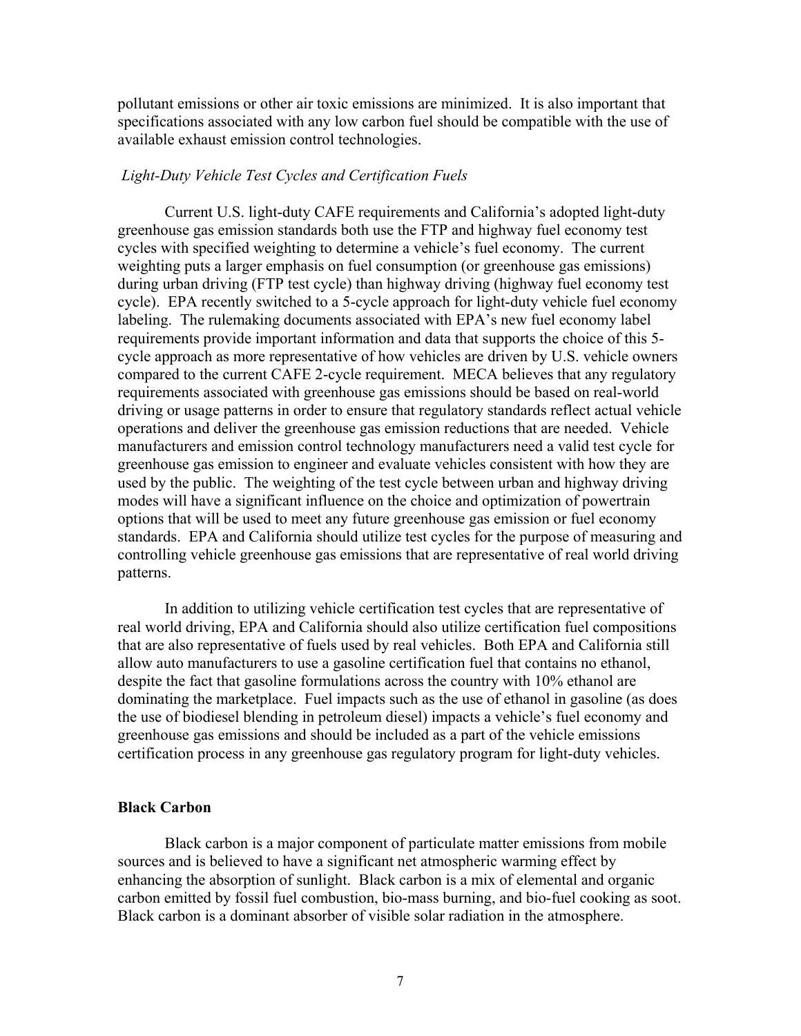pollutant emissions or other air toxic emissions are minimized. It is also important that specifications associated with any low carbon fuel should be compatible with the use of available exhaust emission control technologies.

*Light-Duty Vehicle Test Cycles and Certification Fuels*

Current U.S. light-duty CAFE requirements and California's adopted light-duty greenhouse gas emission standards both use the FTP and highway fuel economy test cycles with specified weighting to determine a vehicle's fuel economy. The current weighting puts a larger emphasis on fuel consumption (or greenhouse gas emissions) during urban driving (FTP test cycle) than highway driving (highway fuel economy test cycle). EPA recently switched to a 5-cycle approach for light-duty vehicle fuel economy labeling. The rulemaking documents associated with EPA's new fuel economy label requirements provide important information and data that supports the choice of this 5-cycle approach as more representative of how vehicles are driven by U.S. vehicle owners compared to the current CAFE 2-cycle requirement. MECA believes that any regulatory requirements associated with greenhouse gas emissions should be based on real-world driving or usage patterns in order to ensure that regulatory standards reflect actual vehicle operations and deliver the greenhouse gas emission reductions that are needed. Vehicle manufacturers and emission control technology manufacturers need a valid test cycle for greenhouse gas emission to engineer and evaluate vehicles consistent with how they are used by the public. The weighting of the test cycle between urban and highway driving modes will have a significant influence on the choice and optimization of powertrain options that will be used to meet any future greenhouse gas emission or fuel economy standards. EPA and California should utilize test cycles for the purpose of measuring and controlling vehicle greenhouse gas emissions that are representative of real world driving patterns.

In addition to utilizing vehicle certification test cycles that are representative of real world driving, EPA and California should also utilize certification fuel compositions that are also representative of fuels used by real vehicles. Both EPA and California still allow auto manufacturers to use a gasoline certification fuel that contains no ethanol, despite the fact that gasoline formulations across the country with 10% ethanol are dominating the marketplace. Fuel impacts such as the use of ethanol in gasoline (as does the use of biodiesel blending in petroleum diesel) impacts a vehicle's fuel economy and greenhouse gas emissions and should be included as a part of the vehicle emissions certification process in any greenhouse gas regulatory program for light-duty vehicles.

## Black Carbon

Black carbon is a major component of particulate matter emissions from mobile sources and is believed to have a significant net atmospheric warming effect by enhancing the absorption of sunlight. Black carbon is a mix of elemental and organic carbon emitted by fossil fuel combustion, bio-mass burning, and bio-fuel cooking as soot. Black carbon is a dominant absorber of visible solar radiation in the atmosphere.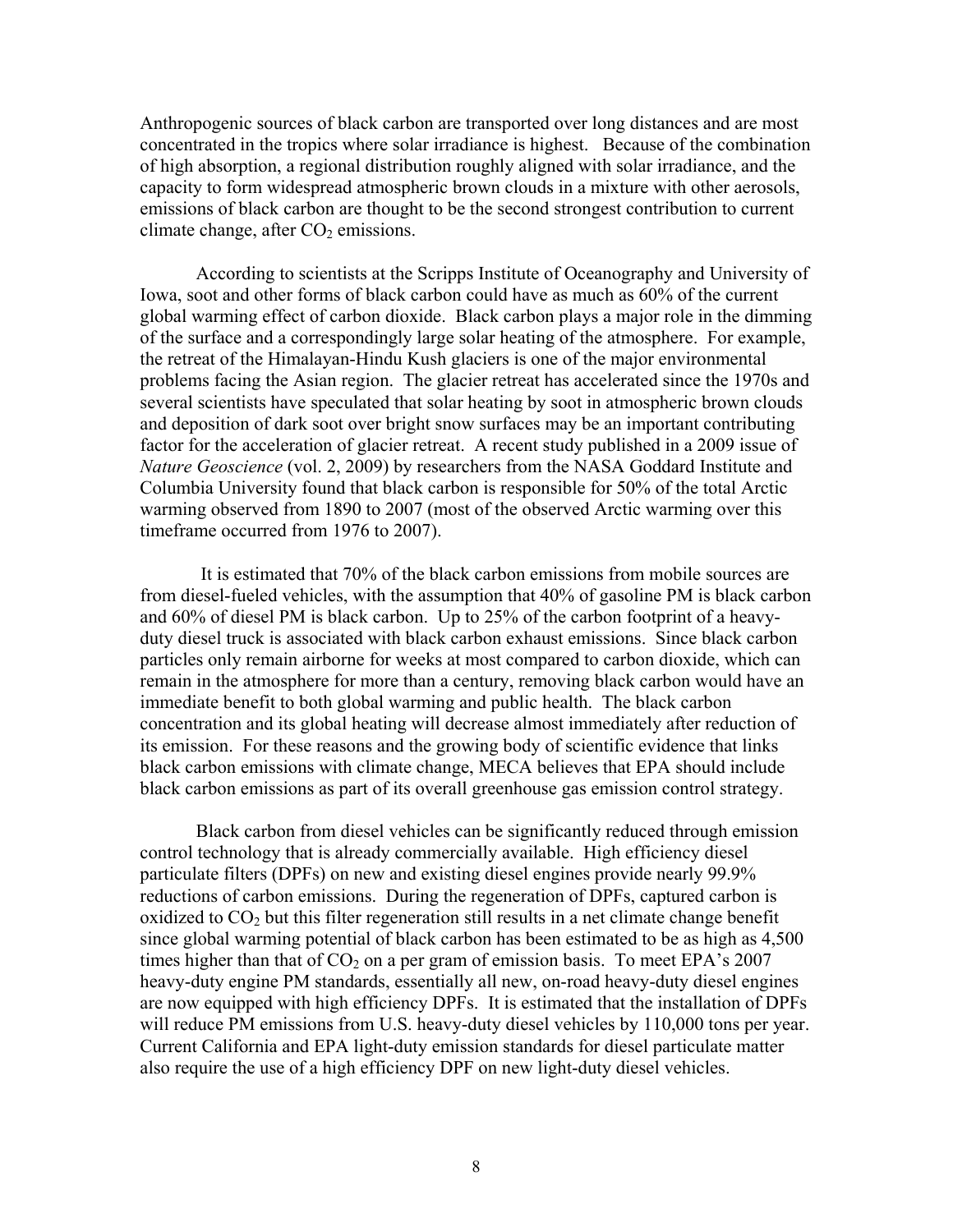Anthropogenic sources of black carbon are transported over long distances and are most concentrated in the tropics where solar irradiance is highest. Because of the combination of high absorption, a regional distribution roughly aligned with solar irradiance, and the capacity to form widespread atmospheric brown clouds in a mixture with other aerosols, emissions of black carbon are thought to be the second strongest contribution to current climate change, after $CO_2$ emissions.

According to scientists at the Scripps Institute of Oceanography and University of Iowa, soot and other forms of black carbon could have as much as 60% of the current global warming effect of carbon dioxide. Black carbon plays a major role in the dimming of the surface and a correspondingly large solar heating of the atmosphere. For example, the retreat of the Himalayan-Hindu Kush glaciers is one of the major environmental problems facing the Asian region. The glacier retreat has accelerated since the 1970s and several scientists have speculated that solar heating by soot in atmospheric brown clouds and deposition of dark soot over bright snow surfaces may be an important contributing factor for the acceleration of glacier retreat. A recent study published in a 2009 issue of *Nature Geoscience* (vol. 2, 2009) by researchers from the NASA Goddard Institute and Columbia University found that black carbon is responsible for 50% of the total Arctic warming observed from 1890 to 2007 (most of the observed Arctic warming over this timeframe occurred from 1976 to 2007).

It is estimated that 70% of the black carbon emissions from mobile sources are from diesel-fueled vehicles, with the assumption that 40% of gasoline PM is black carbon and 60% of diesel PM is black carbon. Up to 25% of the carbon footprint of a heavy-duty diesel truck is associated with black carbon exhaust emissions. Since black carbon particles only remain airborne for weeks at most compared to carbon dioxide, which can remain in the atmosphere for more than a century, removing black carbon would have an immediate benefit to both global warming and public health. The black carbon concentration and its global heating will decrease almost immediately after reduction of its emission. For these reasons and the growing body of scientific evidence that links black carbon emissions with climate change, MECA believes that EPA should include black carbon emissions as part of its overall greenhouse gas emission control strategy.

Black carbon from diesel vehicles can be significantly reduced through emission control technology that is already commercially available. High efficiency diesel particulate filters (DPFs) on new and existing diesel engines provide nearly 99.9% reductions of carbon emissions. During the regeneration of DPFs, captured carbon is oxidized to $CO_2$ but this filter regeneration still results in a net climate change benefit since global warming potential of black carbon has been estimated to be as high as 4,500 times higher than that of $CO_2$ on a per gram of emission basis. To meet EPA's 2007 heavy-duty engine PM standards, essentially all new, on-road heavy-duty diesel engines are now equipped with high efficiency DPFs. It is estimated that the installation of DPFs will reduce PM emissions from U.S. heavy-duty diesel vehicles by 110,000 tons per year. Current California and EPA light-duty emission standards for diesel particulate matter also require the use of a high efficiency DPF on new light-duty diesel vehicles.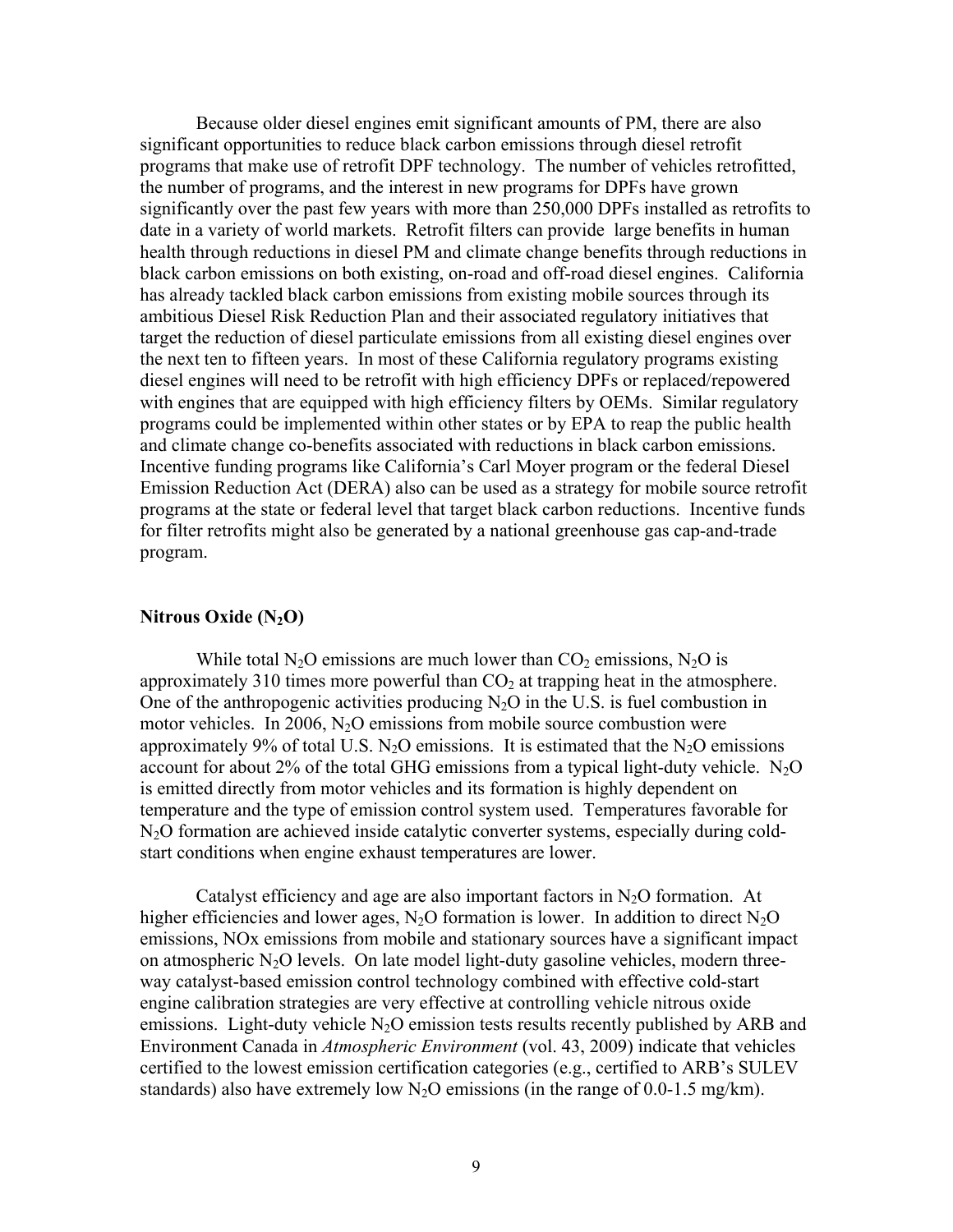Because older diesel engines emit significant amounts of PM, there are also significant opportunities to reduce black carbon emissions through diesel retrofit programs that make use of retrofit DPF technology. The number of vehicles retrofitted, the number of programs, and the interest in new programs for DPFs have grown significantly over the past few years with more than 250,000 DPFs installed as retrofits to date in a variety of world markets. Retrofit filters can provide large benefits in human health through reductions in diesel PM and climate change benefits through reductions in black carbon emissions on both existing, on-road and off-road diesel engines. California has already tackled black carbon emissions from existing mobile sources through its ambitious Diesel Risk Reduction Plan and their associated regulatory initiatives that target the reduction of diesel particulate emissions from all existing diesel engines over the next ten to fifteen years. In most of these California regulatory programs existing diesel engines will need to be retrofit with high efficiency DPFs or replaced/repowered with engines that are equipped with high efficiency filters by OEMs. Similar regulatory programs could be implemented within other states or by EPA to reap the public health and climate change co-benefits associated with reductions in black carbon emissions. Incentive funding programs like California's Carl Moyer program or the federal Diesel Emission Reduction Act (DERA) also can be used as a strategy for mobile source retrofit programs at the state or federal level that target black carbon reductions. Incentive funds for filter retrofits might also be generated by a national greenhouse gas cap-and-trade program.

### Nitrous Oxide ($N_2O$)

While total $N_2O$ emissions are much lower than $CO_2$ emissions, $N_2O$ is approximately 310 times more powerful than $CO_2$ at trapping heat in the atmosphere. One of the anthropogenic activities producing $N_2O$ in the U.S. is fuel combustion in motor vehicles. In 2006, $N_2O$ emissions from mobile source combustion were approximately 9% of total U.S. $N_2O$ emissions. It is estimated that the $N_2O$ emissions account for about 2% of the total GHG emissions from a typical light-duty vehicle. $N_2O$ is emitted directly from motor vehicles and its formation is highly dependent on temperature and the type of emission control system used. Temperatures favorable for $N_2O$ formation are achieved inside catalytic converter systems, especially during cold-start conditions when engine exhaust temperatures are lower.

Catalyst efficiency and age are also important factors in $N_2O$ formation. At higher efficiencies and lower ages, $N_2O$ formation is lower. In addition to direct $N_2O$ emissions, NOx emissions from mobile and stationary sources have a significant impact on atmospheric $N_2O$ levels. On late model light-duty gasoline vehicles, modern three-way catalyst-based emission control technology combined with effective cold-start engine calibration strategies are very effective at controlling vehicle nitrous oxide emissions. Light-duty vehicle $N_2O$ emission tests results recently published by ARB and Environment Canada in *Atmospheric Environment* (vol. 43, 2009) indicate that vehicles certified to the lowest emission certification categories (e.g., certified to ARB's SULEV standards) also have extremely low $N_2O$ emissions (in the range of 0.0-1.5 mg/km).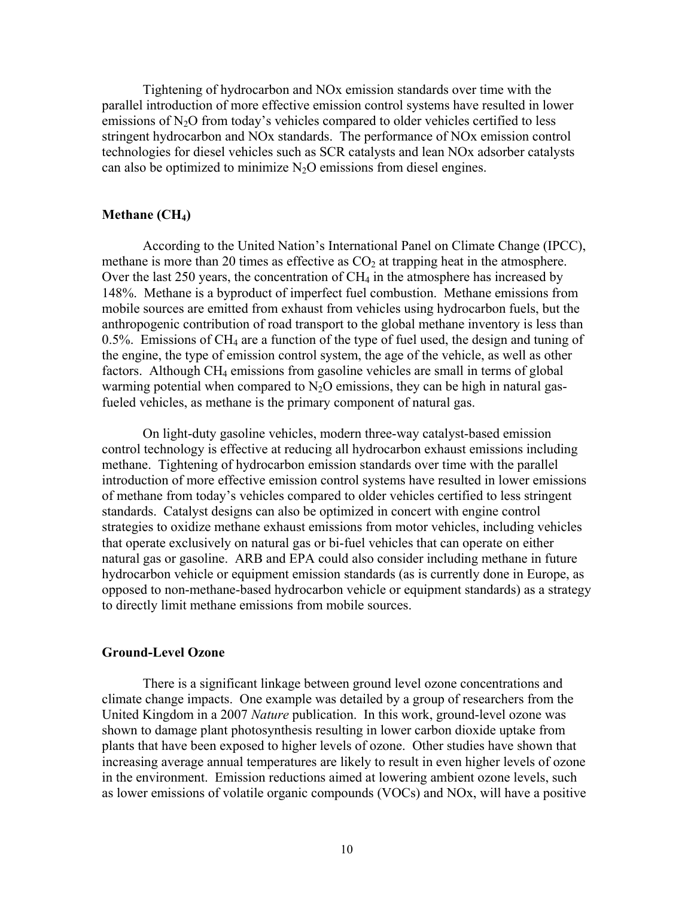Tightening of hydrocarbon and NOx emission standards over time with the parallel introduction of more effective emission control systems have resulted in lower emissions of $N_2O$ from today's vehicles compared to older vehicles certified to less stringent hydrocarbon and NOx standards. The performance of NOx emission control technologies for diesel vehicles such as SCR catalysts and lean NOx adsorber catalysts can also be optimized to minimize $N_2O$ emissions from diesel engines.

### Methane ($CH_4$)

According to the United Nation's International Panel on Climate Change (IPCC), methane is more than 20 times as effective as $CO_2$ at trapping heat in the atmosphere. Over the last 250 years, the concentration of $CH_4$ in the atmosphere has increased by 148%. Methane is a byproduct of imperfect fuel combustion. Methane emissions from mobile sources are emitted from exhaust from vehicles using hydrocarbon fuels, but the anthropogenic contribution of road transport to the global methane inventory is less than 0.5%. Emissions of $CH_4$ are a function of the type of fuel used, the design and tuning of the engine, the type of emission control system, the age of the vehicle, as well as other factors. Although $CH_4$ emissions from gasoline vehicles are small in terms of global warming potential when compared to $N_2O$ emissions, they can be high in natural gas-fueled vehicles, as methane is the primary component of natural gas.

On light-duty gasoline vehicles, modern three-way catalyst-based emission control technology is effective at reducing all hydrocarbon exhaust emissions including methane. Tightening of hydrocarbon emission standards over time with the parallel introduction of more effective emission control systems have resulted in lower emissions of methane from today's vehicles compared to older vehicles certified to less stringent standards. Catalyst designs can also be optimized in concert with engine control strategies to oxidize methane exhaust emissions from motor vehicles, including vehicles that operate exclusively on natural gas or bi-fuel vehicles that can operate on either natural gas or gasoline. ARB and EPA could also consider including methane in future hydrocarbon vehicle or equipment emission standards (as is currently done in Europe, as opposed to non-methane-based hydrocarbon vehicle or equipment standards) as a strategy to directly limit methane emissions from mobile sources.

### Ground-Level Ozone

There is a significant linkage between ground level ozone concentrations and climate change impacts. One example was detailed by a group of researchers from the United Kingdom in a 2007 *Nature* publication. In this work, ground-level ozone was shown to damage plant photosynthesis resulting in lower carbon dioxide uptake from plants that have been exposed to higher levels of ozone. Other studies have shown that increasing average annual temperatures are likely to result in even higher levels of ozone in the environment. Emission reductions aimed at lowering ambient ozone levels, such as lower emissions of volatile organic compounds (VOCs) and NOx, will have a positive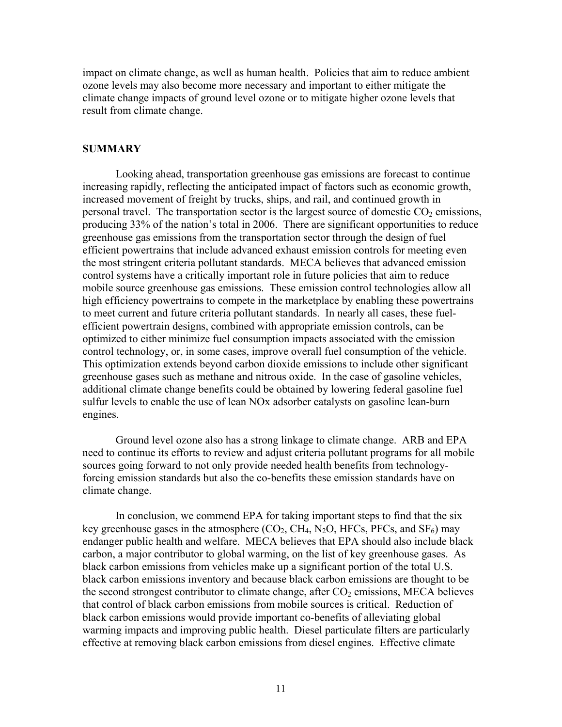impact on climate change, as well as human health. Policies that aim to reduce ambient ozone levels may also become more necessary and important to either mitigate the climate change impacts of ground level ozone or to mitigate higher ozone levels that result from climate change.

## SUMMARY

Looking ahead, transportation greenhouse gas emissions are forecast to continue increasing rapidly, reflecting the anticipated impact of factors such as economic growth, increased movement of freight by trucks, ships, and rail, and continued growth in personal travel. The transportation sector is the largest source of domestic $CO_2$ emissions, producing 33% of the nation's total in 2006. There are significant opportunities to reduce greenhouse gas emissions from the transportation sector through the design of fuel efficient powertrains that include advanced exhaust emission controls for meeting even the most stringent criteria pollutant standards. MECA believes that advanced emission control systems have a critically important role in future policies that aim to reduce mobile source greenhouse gas emissions. These emission control technologies allow all high efficiency powertrains to compete in the marketplace by enabling these powertrains to meet current and future criteria pollutant standards. In nearly all cases, these fuel-efficient powertrain designs, combined with appropriate emission controls, can be optimized to either minimize fuel consumption impacts associated with the emission control technology, or, in some cases, improve overall fuel consumption of the vehicle. This optimization extends beyond carbon dioxide emissions to include other significant greenhouse gases such as methane and nitrous oxide. In the case of gasoline vehicles, additional climate change benefits could be obtained by lowering federal gasoline fuel sulfur levels to enable the use of lean NOx adsorber catalysts on gasoline lean-burn engines.

Ground level ozone also has a strong linkage to climate change. ARB and EPA need to continue its efforts to review and adjust criteria pollutant programs for all mobile sources going forward to not only provide needed health benefits from technology-forcing emission standards but also the co-benefits these emission standards have on climate change.

In conclusion, we commend EPA for taking important steps to find that the six key greenhouse gases in the atmosphere ($CO_2$, $CH_4$, $N_2O$, HFCs, PFCs, and $SF_6$) may endanger public health and welfare. MECA believes that EPA should also include black carbon, a major contributor to global warming, on the list of key greenhouse gases. As black carbon emissions from vehicles make up a significant portion of the total U.S. black carbon emissions inventory and because black carbon emissions are thought to be the second strongest contributor to climate change, after $CO_2$ emissions, MECA believes that control of black carbon emissions from mobile sources is critical. Reduction of black carbon emissions would provide important co-benefits of alleviating global warming impacts and improving public health. Diesel particulate filters are particularly effective at removing black carbon emissions from diesel engines. Effective climate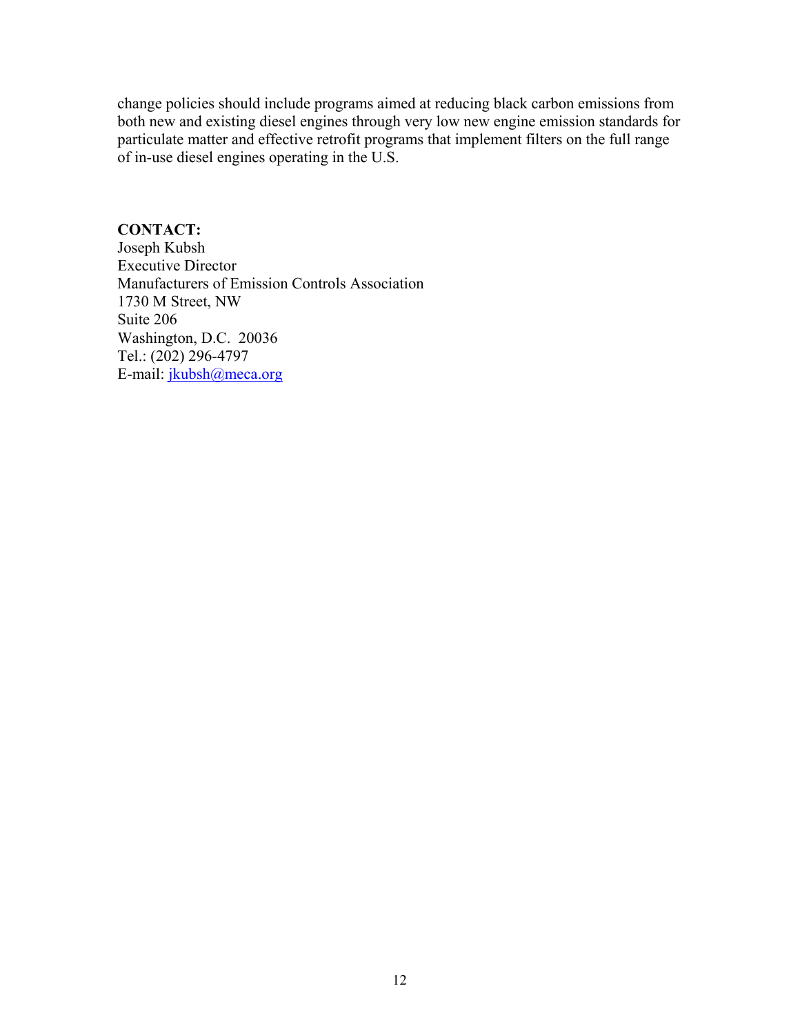change policies should include programs aimed at reducing black carbon emissions from both new and existing diesel engines through very low new engine emission standards for particulate matter and effective retrofit programs that implement filters on the full range of in-use diesel engines operating in the U.S.

**CONTACT:**
Joseph Kubsh
Executive Director
Manufacturers of Emission Controls Association
1730 M Street, NW
Suite 206
Washington, D.C. 20036
Tel.: (202) 296-4797
E-mail: jkubsh@meca.org